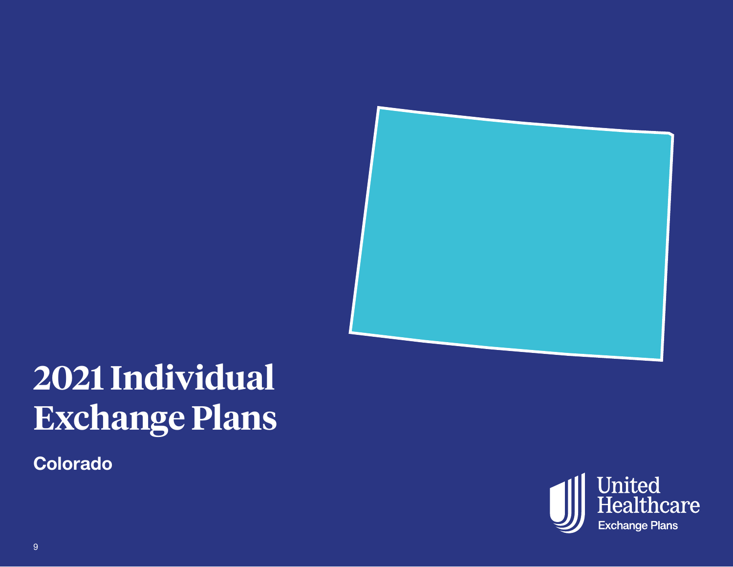# 2021 Individual Exchange Plans

**Colorado**

United Healthcare
Exchange Plans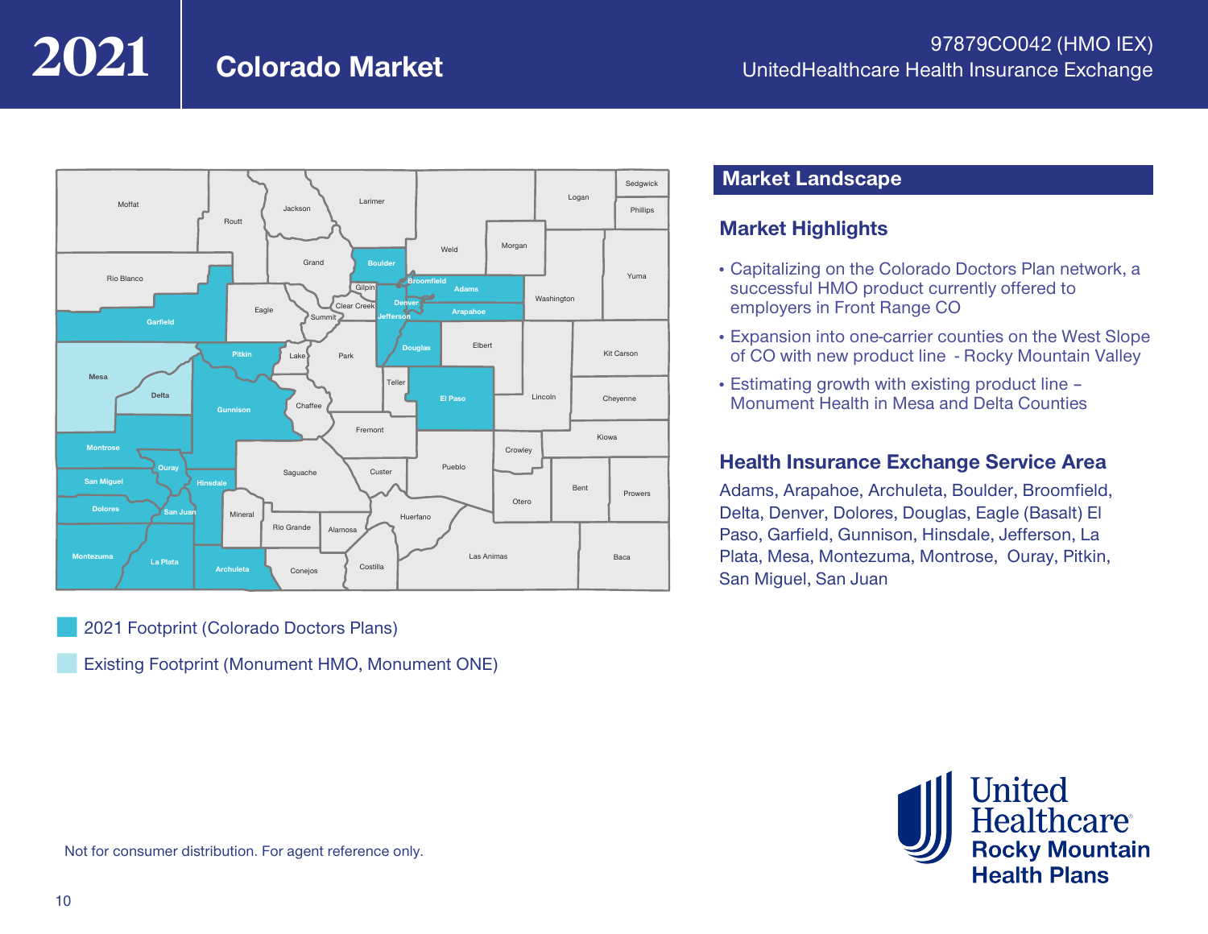# 2021 Colorado Market

97879CO042 (HMO IEX)
UnitedHealthcare Health Insurance Exchange

2021 Footprint (Colorado Doctors Plans)

Existing Footprint (Monument HMO, Monument ONE)

## Market Landscape

### Market Highlights

- Capitalizing on the Colorado Doctors Plan network, a successful HMO product currently offered to employers in Front Range CO
- Expansion into one-carrier counties on the West Slope of CO with new product line - Rocky Mountain Valley
- Estimating growth with existing product line – Monument Health in Mesa and Delta Counties

### Health Insurance Exchange Service Area

Adams, Arapahoe, Archuleta, Boulder, Broomfield, Delta, Denver, Dolores, Douglas, Eagle (Basalt) El Paso, Garfield, Gunnison, Hinsdale, Jefferson, La Plata, Mesa, Montezuma, Montrose, Ouray, Pitkin, San Miguel, San Juan

Not for consumer distribution. For agent reference only.

UnitedHealthcare Rocky Mountain Health Plans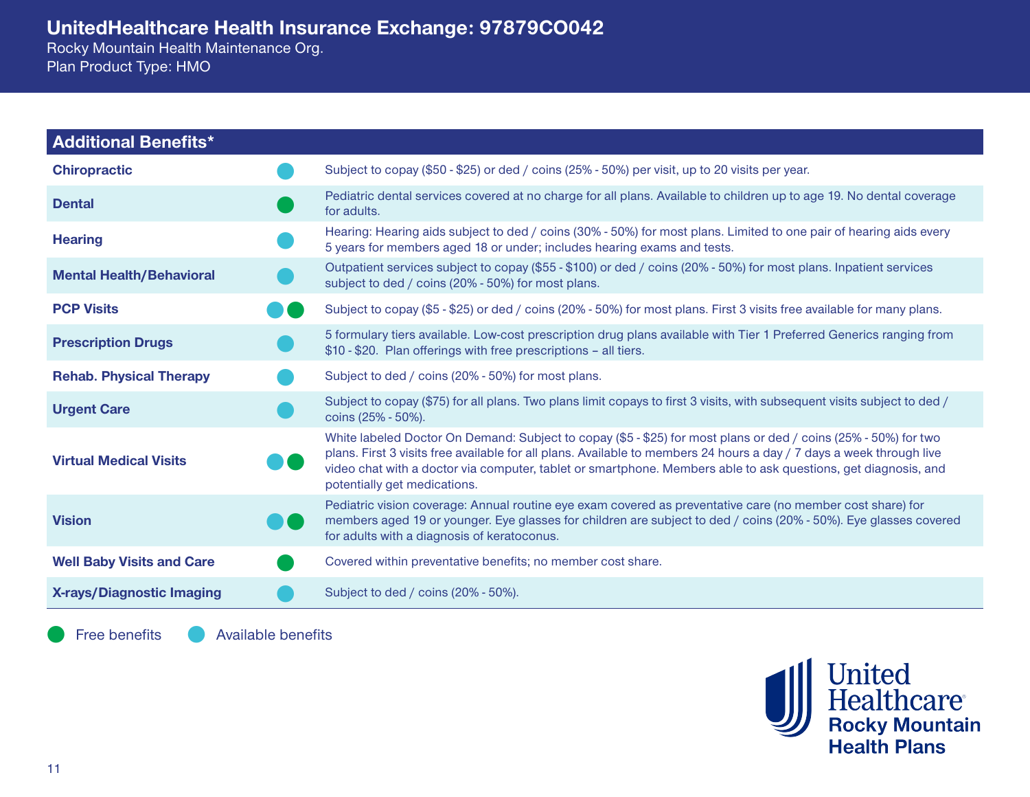# UnitedHealthcare Health Insurance Exchange: 97879CO042

Rocky Mountain Health Maintenance Org.
Plan Product Type: HMO

| Additional Benefits* | | |
|---|---|---|
| **Chiropractic** | Available | Subject to copay ($50 - $25) or ded / coins (25% - 50%) per visit, up to 20 visits per year. |
| **Dental** | Free | Pediatric dental services covered at no charge for all plans. Available to children up to age 19. No dental coverage for adults. |
| **Hearing** | Available | Hearing: Hearing aids subject to ded / coins (30% - 50%) for most plans. Limited to one pair of hearing aids every 5 years for members aged 18 or under; includes hearing exams and tests. |
| **Mental Health/Behavioral** | Available | Outpatient services subject to copay ($55 - $100) or ded / coins (20% - 50%) for most plans. Inpatient services subject to ded / coins (20% - 50%) for most plans. |
| **PCP Visits** | Available, Free | Subject to copay ($5 - $25) or ded / coins (20% - 50%) for most plans. First 3 visits free available for many plans. |
| **Prescription Drugs** | Available | 5 formulary tiers available. Low-cost prescription drug plans available with Tier 1 Preferred Generics ranging from $10 - $20. Plan offerings with free prescriptions – all tiers. |
| **Rehab. Physical Therapy** | Available | Subject to ded / coins (20% - 50%) for most plans. |
| **Urgent Care** | Available | Subject to copay ($75) for all plans. Two plans limit copays to first 3 visits, with subsequent visits subject to ded / coins (25% - 50%). |
| **Virtual Medical Visits** | Available, Free | White labeled Doctor On Demand: Subject to copay ($5 - $25) for most plans or ded / coins (25% - 50%) for two plans. First 3 visits free available for all plans. Available to members 24 hours a day / 7 days a week through live video chat with a doctor via computer, tablet or smartphone. Members able to ask questions, get diagnosis, and potentially get medications. |
| **Vision** | Available, Free | Pediatric vision coverage: Annual routine eye exam covered as preventative care (no member cost share) for members aged 19 or younger. Eye glasses for children are subject to ded / coins (20% - 50%). Eye glasses covered for adults with a diagnosis of keratoconus. |
| **Well Baby Visits and Care** | Free | Covered within preventative benefits; no member cost share. |
| **X-rays/Diagnostic Imaging** | Available | Subject to ded / coins (20% - 50%). |

Free benefits    Available benefits

UnitedHealthcare Rocky Mountain Health Plans